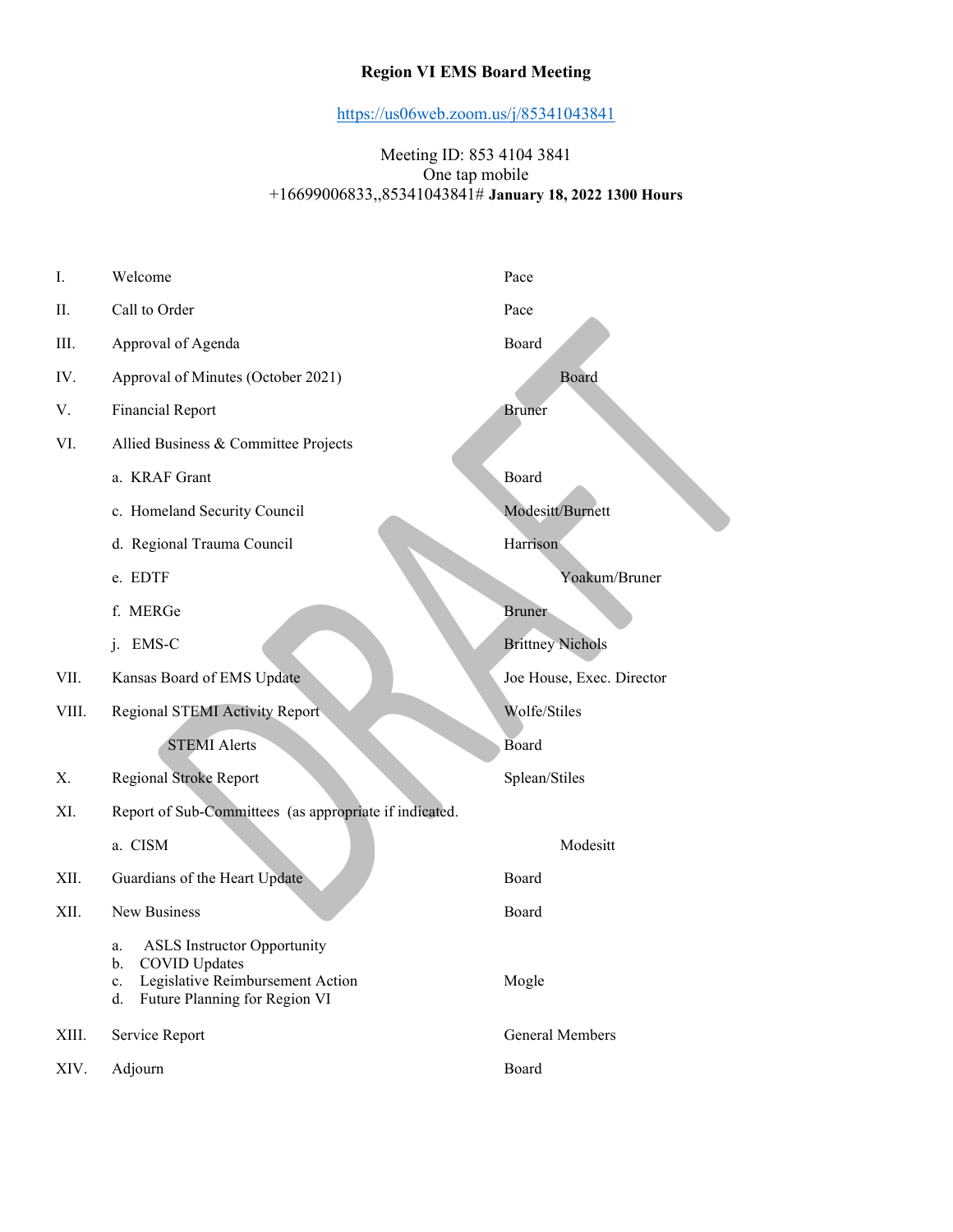# Region VI EMS Board Meeting

https://us06web.zoom.us/j/85341043841

Meeting ID: 853 4104 3841
One tap mobile
+16699006833,,85341043841# **January 18, 2022 1300 Hours**

DRAFT

| | | |
|---|---|---|
| I. | Welcome | Pace |
| II. | Call to Order | Pace |
| III. | Approval of Agenda | Board |
| IV. | Approval of Minutes (October 2021) | Board |
| V. | Financial Report | Bruner |
| VI. | Allied Business & Committee Projects | |
| | a. KRAF Grant | Board |
| | c. Homeland Security Council | Modesitt/Burnett |
| | d. Regional Trauma Council | Harrison |
| | e. EDTF | Yoakum/Bruner |
| | f. MERGe | Bruner |
| | j. EMS-C | Brittney Nichols |
| VII. | Kansas Board of EMS Update | Joe House, Exec. Director |
| VIII. | Regional STEMI Activity Report | Wolfe/Stiles |
| | STEMI Alerts | Board |
| X. | Regional Stroke Report | Splean/Stiles |
| XI. | Report of Sub-Committees (as appropriate if indicated. | |
| | a. CISM | Modesitt |
| XII. | Guardians of the Heart Update | Board |
| XII. | New Business | Board |
| | a. ASLS Instructor Opportunity<br>b. COVID Updates<br>c. Legislative Reimbursement Action<br>d. Future Planning for Region VI | Mogle |
| XIII. | Service Report | General Members |
| XIV. | Adjourn | Board |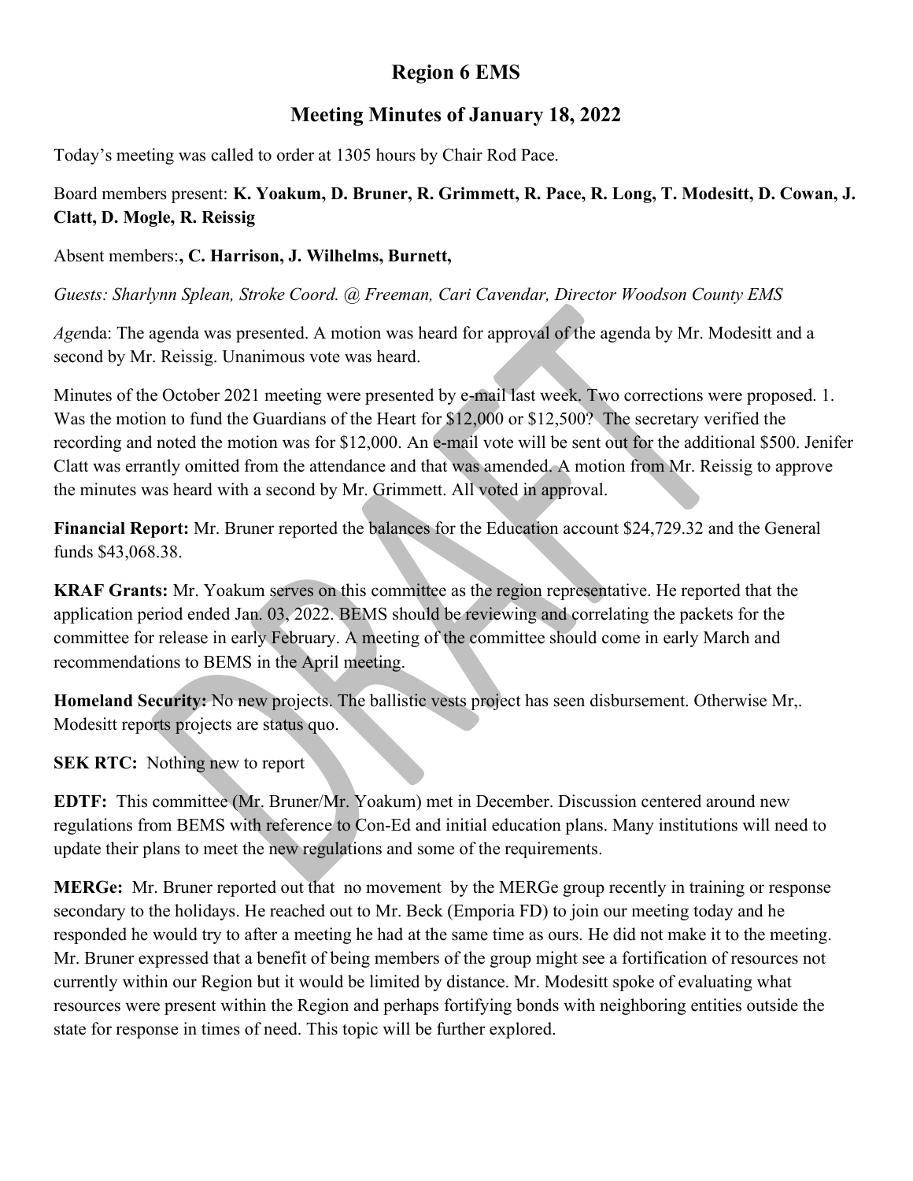# Region 6 EMS

## Meeting Minutes of January 18, 2022

Today's meeting was called to order at 1305 hours by Chair Rod Pace.

Board members present: **K. Yoakum, D. Bruner, R. Grimmett, R. Pace, R. Long, T. Modesitt, D. Cowan, J. Clatt, D. Mogle, R. Reissig**

Absent members:**, C. Harrison, J. Wilhelms, Burnett,**

*Guests: Sharlynn Splean, Stroke Coord. @ Freeman, Cari Cavendar, Director Woodson County EMS*

*Age*nda: The agenda was presented. A motion was heard for approval of the agenda by Mr. Modesitt and a second by Mr. Reissig. Unanimous vote was heard.

Minutes of the October 2021 meeting were presented by e-mail last week. Two corrections were proposed. 1. Was the motion to fund the Guardians of the Heart for $12,000 or $12,500? The secretary verified the recording and noted the motion was for $12,000. An e-mail vote will be sent out for the additional $500. Jenifer Clatt was errantly omitted from the attendance and that was amended. A motion from Mr. Reissig to approve the minutes was heard with a second by Mr. Grimmett. All voted in approval.

**Financial Report:** Mr. Bruner reported the balances for the Education account $24,729.32 and the General funds $43,068.38.

**KRAF Grants:** Mr. Yoakum serves on this committee as the region representative. He reported that the application period ended Jan. 03, 2022. BEMS should be reviewing and correlating the packets for the committee for release in early February. A meeting of the committee should come in early March and recommendations to BEMS in the April meeting.

**Homeland Security:** No new projects. The ballistic vests project has seen disbursement. Otherwise Mr,. Modesitt reports projects are status quo.

**SEK RTC:** Nothing new to report

**EDTF:** This committee (Mr. Bruner/Mr. Yoakum) met in December. Discussion centered around new regulations from BEMS with reference to Con-Ed and initial education plans. Many institutions will need to update their plans to meet the new regulations and some of the requirements.

**MERGe:** Mr. Bruner reported out that no movement by the MERGe group recently in training or response secondary to the holidays. He reached out to Mr. Beck (Emporia FD) to join our meeting today and he responded he would try to after a meeting he had at the same time as ours. He did not make it to the meeting. Mr. Bruner expressed that a benefit of being members of the group might see a fortification of resources not currently within our Region but it would be limited by distance. Mr. Modesitt spoke of evaluating what resources were present within the Region and perhaps fortifying bonds with neighboring entities outside the state for response in times of need. This topic will be further explored.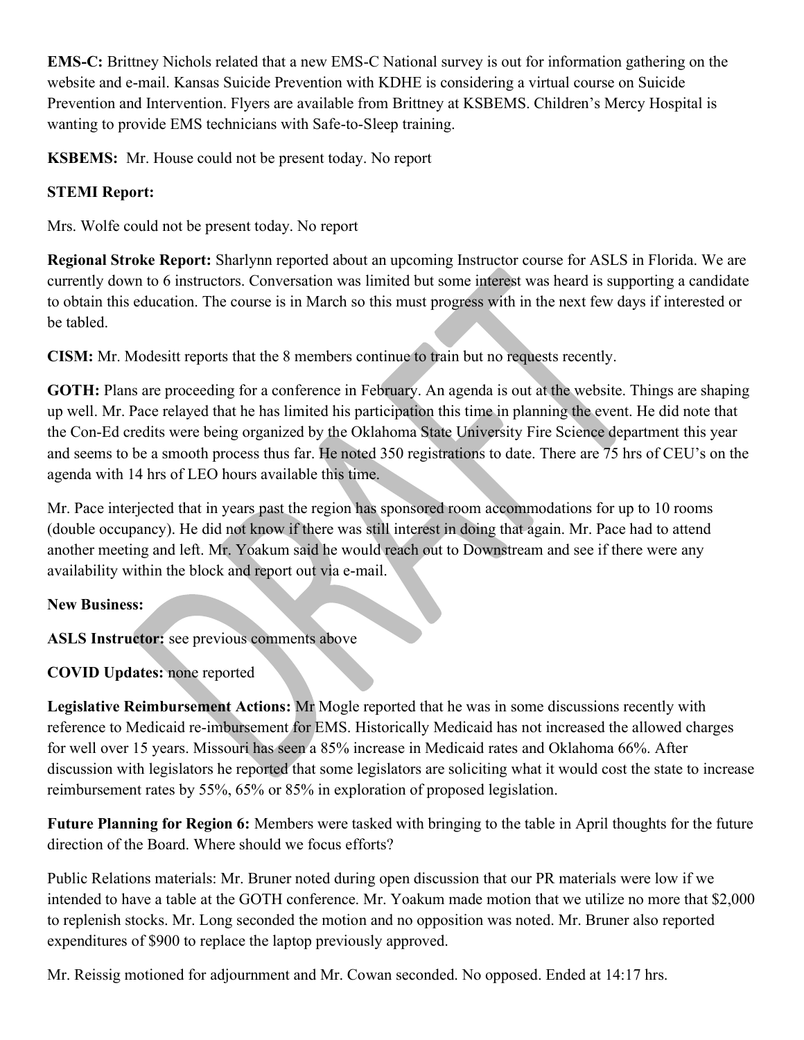**EMS-C:** Brittney Nichols related that a new EMS-C National survey is out for information gathering on the website and e-mail. Kansas Suicide Prevention with KDHE is considering a virtual course on Suicide Prevention and Intervention. Flyers are available from Brittney at KSBEMS. Children's Mercy Hospital is wanting to provide EMS technicians with Safe-to-Sleep training.

**KSBEMS:** Mr. House could not be present today. No report

**STEMI Report:**

Mrs. Wolfe could not be present today. No report

**Regional Stroke Report:** Sharlynn reported about an upcoming Instructor course for ASLS in Florida. We are currently down to 6 instructors. Conversation was limited but some interest was heard is supporting a candidate to obtain this education. The course is in March so this must progress with in the next few days if interested or be tabled.

**CISM:** Mr. Modesitt reports that the 8 members continue to train but no requests recently.

**GOTH:** Plans are proceeding for a conference in February. An agenda is out at the website. Things are shaping up well. Mr. Pace relayed that he has limited his participation this time in planning the event. He did note that the Con-Ed credits were being organized by the Oklahoma State University Fire Science department this year and seems to be a smooth process thus far. He noted 350 registrations to date. There are 75 hrs of CEU's on the agenda with 14 hrs of LEO hours available this time.

Mr. Pace interjected that in years past the region has sponsored room accommodations for up to 10 rooms (double occupancy). He did not know if there was still interest in doing that again. Mr. Pace had to attend another meeting and left. Mr. Yoakum said he would reach out to Downstream and see if there were any availability within the block and report out via e-mail.

**New Business:**

**ASLS Instructor:** see previous comments above

**COVID Updates:** none reported

**Legislative Reimbursement Actions:** Mr Mogle reported that he was in some discussions recently with reference to Medicaid re-imbursement for EMS. Historically Medicaid has not increased the allowed charges for well over 15 years. Missouri has seen a 85% increase in Medicaid rates and Oklahoma 66%. After discussion with legislators he reported that some legislators are soliciting what it would cost the state to increase reimbursement rates by 55%, 65% or 85% in exploration of proposed legislation.

**Future Planning for Region 6:** Members were tasked with bringing to the table in April thoughts for the future direction of the Board. Where should we focus efforts?

Public Relations materials: Mr. Bruner noted during open discussion that our PR materials were low if we intended to have a table at the GOTH conference. Mr. Yoakum made motion that we utilize no more that $2,000 to replenish stocks. Mr. Long seconded the motion and no opposition was noted. Mr. Bruner also reported expenditures of $900 to replace the laptop previously approved.

Mr. Reissig motioned for adjournment and Mr. Cowan seconded. No opposed. Ended at 14:17 hrs.